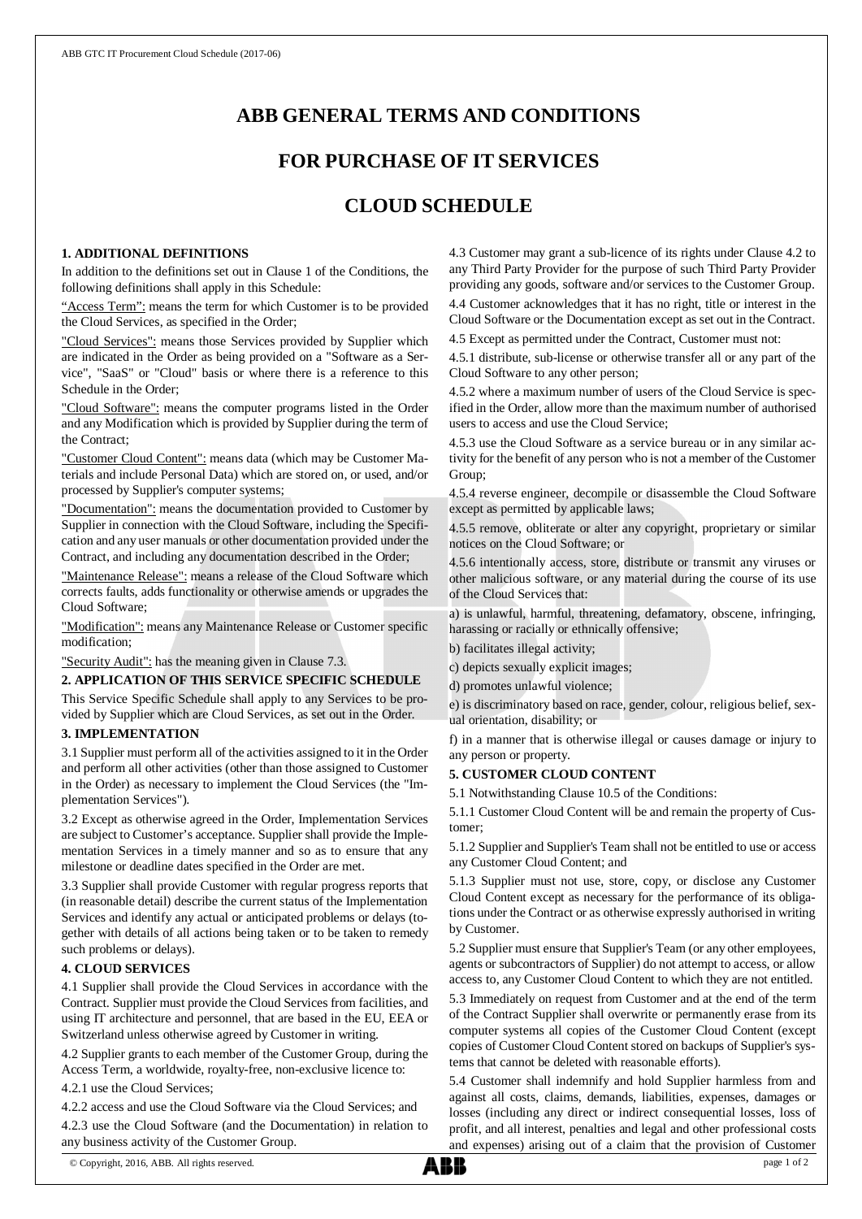# ABB GENERAL TERMS AND CONDITIONS

# FOR PURCHASE OF IT SERVICES

# CLOUD SCHEDULE

## 1. ADDITIONAL DEFINITIONS

In addition to the definitions set out in Clause 1 of the Conditions, the following definitions shall apply in this Schedule:

"Access Term": means the term for which Customer is to be provided the Cloud Services, as specified in the Order;

"Cloud Services": means those Services provided by Supplier which are indicated in the Order as being provided on a "Software as a Service", "SaaS" or "Cloud" basis or where there is a reference to this Schedule in the Order;

"Cloud Software": means the computer programs listed in the Order and any Modification which is provided by Supplier during the term of the Contract;

"Customer Cloud Content": means data (which may be Customer Materials and include Personal Data) which are stored on, or used, and/or processed by Supplier's computer systems;

"Documentation": means the documentation provided to Customer by Supplier in connection with the Cloud Software, including the Specification and any user manuals or other documentation provided under the Contract, and including any documentation described in the Order;

"Maintenance Release": means a release of the Cloud Software which corrects faults, adds functionality or otherwise amends or upgrades the Cloud Software;

"Modification": means any Maintenance Release or Customer specific modification;

"Security Audit": has the meaning given in Clause 7.3.

## 2. APPLICATION OF THIS SERVICE SPECIFIC SCHEDULE

This Service Specific Schedule shall apply to any Services to be provided by Supplier which are Cloud Services, as set out in the Order.

## 3. IMPLEMENTATION

3.1 Supplier must perform all of the activities assigned to it in the Order and perform all other activities (other than those assigned to Customer in the Order) as necessary to implement the Cloud Services (the "Implementation Services").

3.2 Except as otherwise agreed in the Order, Implementation Services are subject to Customer's acceptance. Supplier shall provide the Implementation Services in a timely manner and so as to ensure that any milestone or deadline dates specified in the Order are met.

3.3 Supplier shall provide Customer with regular progress reports that (in reasonable detail) describe the current status of the Implementation Services and identify any actual or anticipated problems or delays (together with details of all actions being taken or to be taken to remedy such problems or delays).

## 4. CLOUD SERVICES

4.1 Supplier shall provide the Cloud Services in accordance with the Contract. Supplier must provide the Cloud Services from facilities, and using IT architecture and personnel, that are based in the EU, EEA or Switzerland unless otherwise agreed by Customer in writing.

4.2 Supplier grants to each member of the Customer Group, during the Access Term, a worldwide, royalty-free, non-exclusive licence to:

4.2.1 use the Cloud Services;

4.2.2 access and use the Cloud Software via the Cloud Services; and

4.2.3 use the Cloud Software (and the Documentation) in relation to any business activity of the Customer Group.

4.3 Customer may grant a sub-licence of its rights under Clause 4.2 to any Third Party Provider for the purpose of such Third Party Provider providing any goods, software and/or services to the Customer Group.

4.4 Customer acknowledges that it has no right, title or interest in the Cloud Software or the Documentation except as set out in the Contract.

4.5 Except as permitted under the Contract, Customer must not:

4.5.1 distribute, sub-license or otherwise transfer all or any part of the Cloud Software to any other person;

4.5.2 where a maximum number of users of the Cloud Service is specified in the Order, allow more than the maximum number of authorised users to access and use the Cloud Service;

4.5.3 use the Cloud Software as a service bureau or in any similar activity for the benefit of any person who is not a member of the Customer Group;

4.5.4 reverse engineer, decompile or disassemble the Cloud Software except as permitted by applicable laws;

4.5.5 remove, obliterate or alter any copyright, proprietary or similar notices on the Cloud Software; or

4.5.6 intentionally access, store, distribute or transmit any viruses or other malicious software, or any material during the course of its use of the Cloud Services that:

a) is unlawful, harmful, threatening, defamatory, obscene, infringing, harassing or racially or ethnically offensive;

b) facilitates illegal activity;

c) depicts sexually explicit images;

d) promotes unlawful violence;

e) is discriminatory based on race, gender, colour, religious belief, sexual orientation, disability; or

f) in a manner that is otherwise illegal or causes damage or injury to any person or property.

## 5. CUSTOMER CLOUD CONTENT

5.1 Notwithstanding Clause 10.5 of the Conditions:

5.1.1 Customer Cloud Content will be and remain the property of Customer;

5.1.2 Supplier and Supplier's Team shall not be entitled to use or access any Customer Cloud Content; and

5.1.3 Supplier must not use, store, copy, or disclose any Customer Cloud Content except as necessary for the performance of its obligations under the Contract or as otherwise expressly authorised in writing by Customer.

5.2 Supplier must ensure that Supplier's Team (or any other employees, agents or subcontractors of Supplier) do not attempt to access, or allow access to, any Customer Cloud Content to which they are not entitled.

5.3 Immediately on request from Customer and at the end of the term of the Contract Supplier shall overwrite or permanently erase from its computer systems all copies of the Customer Cloud Content (except copies of Customer Cloud Content stored on backups of Supplier's systems that cannot be deleted with reasonable efforts).

5.4 Customer shall indemnify and hold Supplier harmless from and against all costs, claims, demands, liabilities, expenses, damages or losses (including any direct or indirect consequential losses, loss of profit, and all interest, penalties and legal and other professional costs and expenses) arising out of a claim that the provision of Customer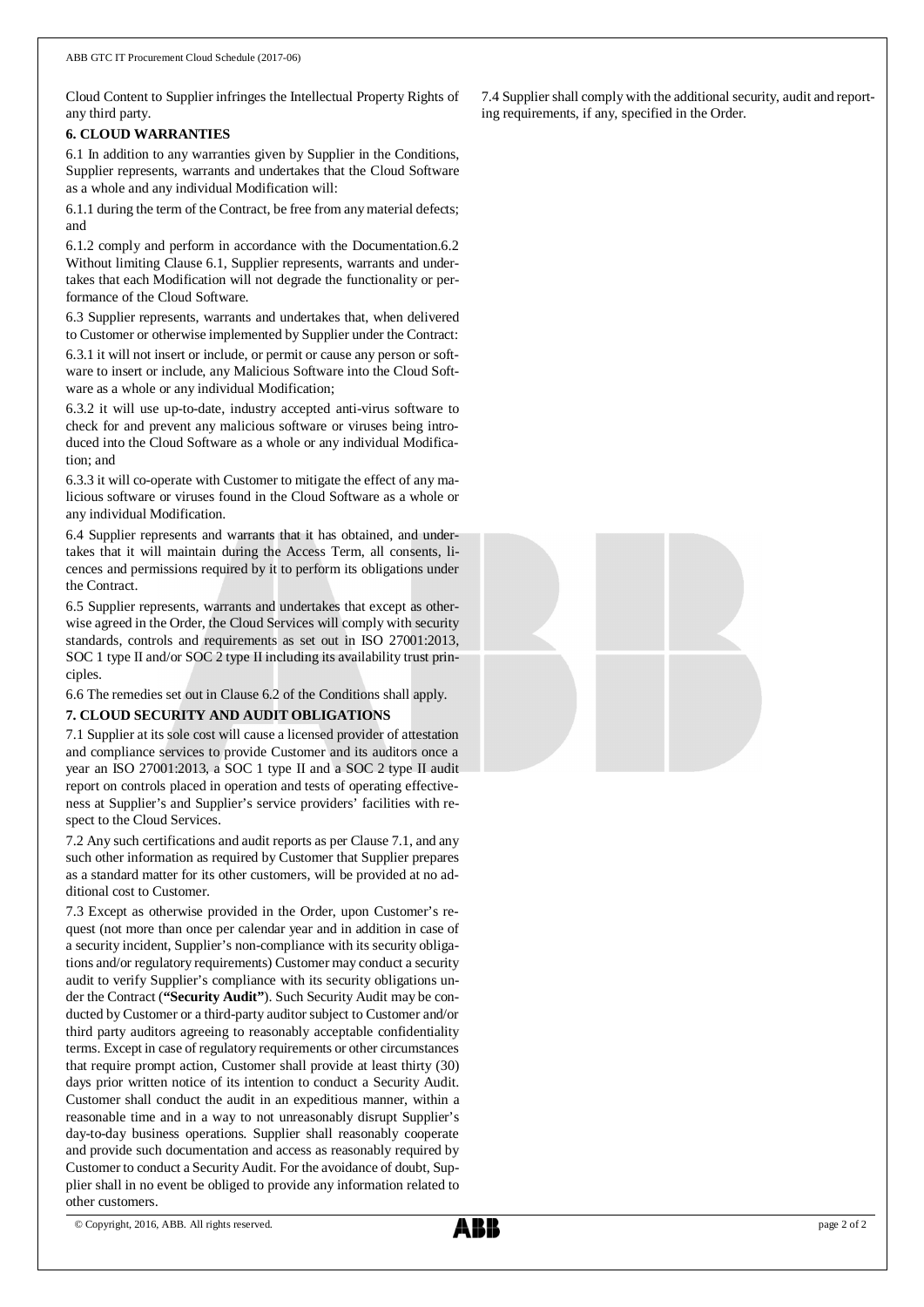Cloud Content to Supplier infringes the Intellectual Property Rights of any third party.

## 6. CLOUD WARRANTIES

6.1 In addition to any warranties given by Supplier in the Conditions, Supplier represents, warrants and undertakes that the Cloud Software as a whole and any individual Modification will:

6.1.1 during the term of the Contract, be free from any material defects; and

6.1.2 comply and perform in accordance with the Documentation.6.2 Without limiting Clause 6.1, Supplier represents, warrants and undertakes that each Modification will not degrade the functionality or performance of the Cloud Software.

6.3 Supplier represents, warrants and undertakes that, when delivered to Customer or otherwise implemented by Supplier under the Contract:

6.3.1 it will not insert or include, or permit or cause any person or software to insert or include, any Malicious Software into the Cloud Software as a whole or any individual Modification;

6.3.2 it will use up-to-date, industry accepted anti-virus software to check for and prevent any malicious software or viruses being introduced into the Cloud Software as a whole or any individual Modification; and

6.3.3 it will co-operate with Customer to mitigate the effect of any malicious software or viruses found in the Cloud Software as a whole or any individual Modification.

6.4 Supplier represents and warrants that it has obtained, and undertakes that it will maintain during the Access Term, all consents, licences and permissions required by it to perform its obligations under the Contract.

6.5 Supplier represents, warrants and undertakes that except as otherwise agreed in the Order, the Cloud Services will comply with security standards, controls and requirements as set out in ISO 27001:2013, SOC 1 type II and/or SOC 2 type II including its availability trust principles.

6.6 The remedies set out in Clause 6.2 of the Conditions shall apply.

## 7. CLOUD SECURITY AND AUDIT OBLIGATIONS

7.1 Supplier at its sole cost will cause a licensed provider of attestation and compliance services to provide Customer and its auditors once a year an ISO 27001:2013, a SOC 1 type II and a SOC 2 type II audit report on controls placed in operation and tests of operating effectiveness at Supplier's and Supplier's service providers' facilities with respect to the Cloud Services.

7.2 Any such certifications and audit reports as per Clause 7.1, and any such other information as required by Customer that Supplier prepares as a standard matter for its other customers, will be provided at no additional cost to Customer.

7.3 Except as otherwise provided in the Order, upon Customer's request (not more than once per calendar year and in addition in case of a security incident, Supplier's non-compliance with its security obligations and/or regulatory requirements) Customer may conduct a security audit to verify Supplier's compliance with its security obligations under the Contract (**"Security Audit"**). Such Security Audit may be conducted by Customer or a third-party auditor subject to Customer and/or third party auditors agreeing to reasonably acceptable confidentiality terms. Except in case of regulatory requirements or other circumstances that require prompt action, Customer shall provide at least thirty (30) days prior written notice of its intention to conduct a Security Audit. Customer shall conduct the audit in an expeditious manner, within a reasonable time and in a way to not unreasonably disrupt Supplier's day-to-day business operations. Supplier shall reasonably cooperate and provide such documentation and access as reasonably required by Customer to conduct a Security Audit. For the avoidance of doubt, Supplier shall in no event be obliged to provide any information related to other customers.

7.4 Supplier shall comply with the additional security, audit and reporting requirements, if any, specified in the Order.